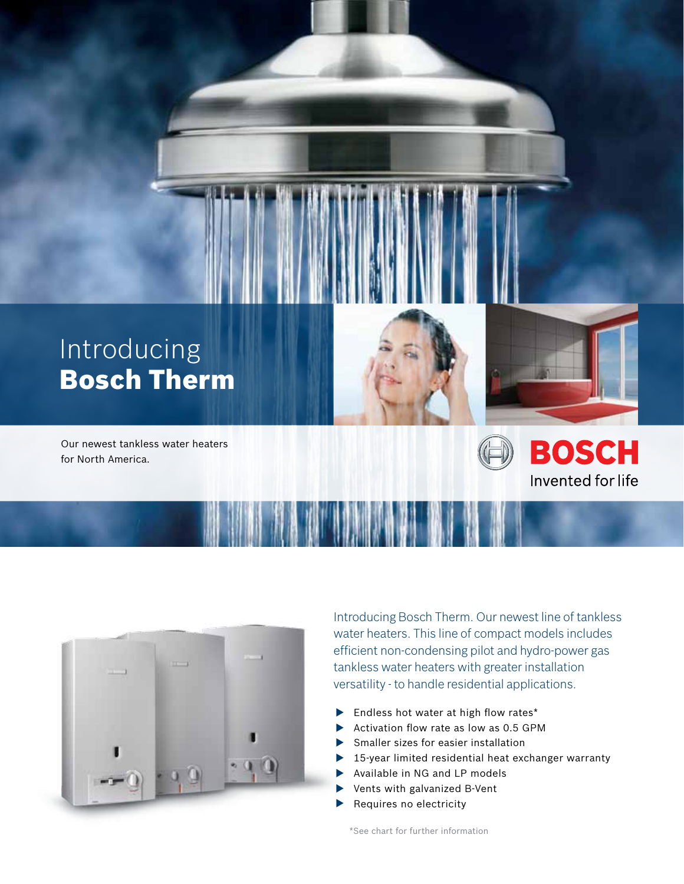# Introducing **Bosch Therm**

Our newest tankless water heaters for North America.

BOSCH
Invented for life

Introducing Bosch Therm. Our newest line of tankless water heaters. This line of compact models includes efficient non-condensing pilot and hydro-power gas tankless water heaters with greater installation versatility - to handle residential applications.

- Endless hot water at high flow rates*
- Activation flow rate as low as 0.5 GPM
- Smaller sizes for easier installation
- 15-year limited residential heat exchanger warranty
- Available in NG and LP models
- Vents with galvanized B-Vent
- Requires no electricity

*See chart for further information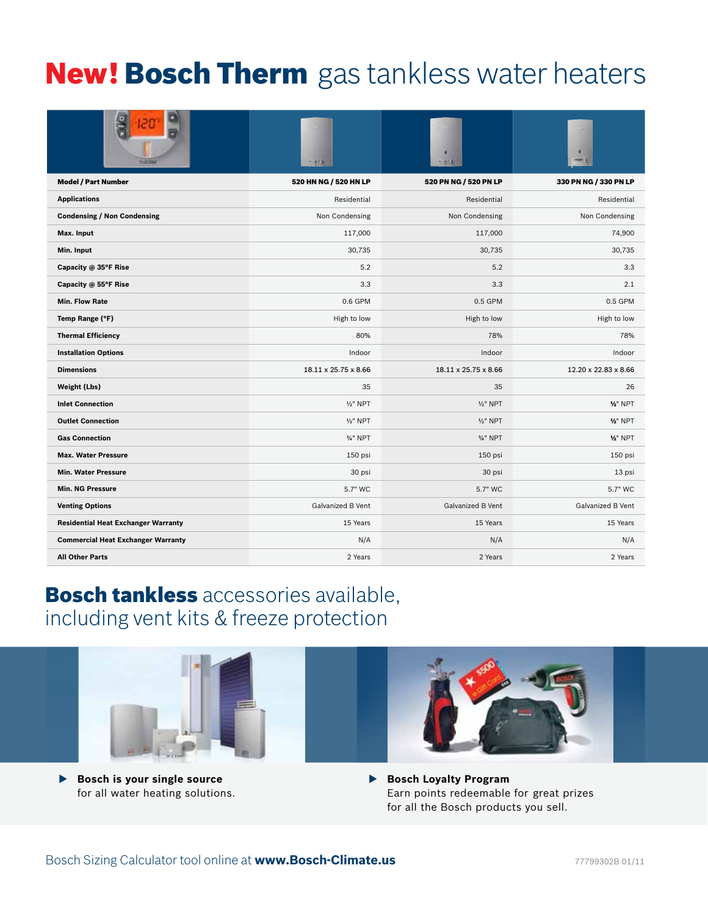# **New! Bosch Therm** gas tankless water heaters

| Model / Part Number | 520 HN NG / 520 HN LP | 520 PN NG / 520 PN LP | 330 PN NG / 330 PN LP |
|---|---|---|---|
| Applications | Residential | Residential | Residential |
| Condensing / Non Condensing | Non Condensing | Non Condensing | Non Condensing |
| Max. Input | 117,000 | 117,000 | 74,900 |
| Min. Input | 30,735 | 30,735 | 30,735 |
| Capacity @ 35°F Rise | 5.2 | 5.2 | 3.3 |
| Capacity @ 55°F Rise | 3.3 | 3.3 | 2.1 |
| Min. Flow Rate | 0.6 GPM | 0.5 GPM | 0.5 GPM |
| Temp Range (°F) | High to low | High to low | High to low |
| Thermal Efficiency | 80% | 78% | 78% |
| Installation Options | Indoor | Indoor | Indoor |
| Dimensions | 18.11 x 25.75 x 8.66 | 18.11 x 25.75 x 8.66 | 12.20 x 22.83 x 8.66 |
| Weight (Lbs) | 35 | 35 | 26 |
| Inlet Connection | ½" NPT | ½" NPT | ½" NPT |
| Outlet Connection | ½" NPT | ½" NPT | ½" NPT |
| Gas Connection | ¾" NPT | ¾" NPT | ½" NPT |
| Max. Water Pressure | 150 psi | 150 psi | 150 psi |
| Min. Water Pressure | 30 psi | 30 psi | 13 psi |
| Min. NG Pressure | 5.7" WC | 5.7" WC | 5.7" WC |
| Venting Options | Galvanized B Vent | Galvanized B Vent | Galvanized B Vent |
| Residential Heat Exchanger Warranty | 15 Years | 15 Years | 15 Years |
| Commercial Heat Exchanger Warranty | N/A | N/A | N/A |
| All Other Parts | 2 Years | 2 Years | 2 Years |

## **Bosch tankless** accessories available, including vent kits & freeze protection

▶ **Bosch is your single source** for all water heating solutions.

▶ **Bosch Loyalty Program** Earn points redeemable for great prizes for all the Bosch products you sell.

Bosch Sizing Calculator tool online at **www.Bosch-Climate.us**

77799302B 01/11